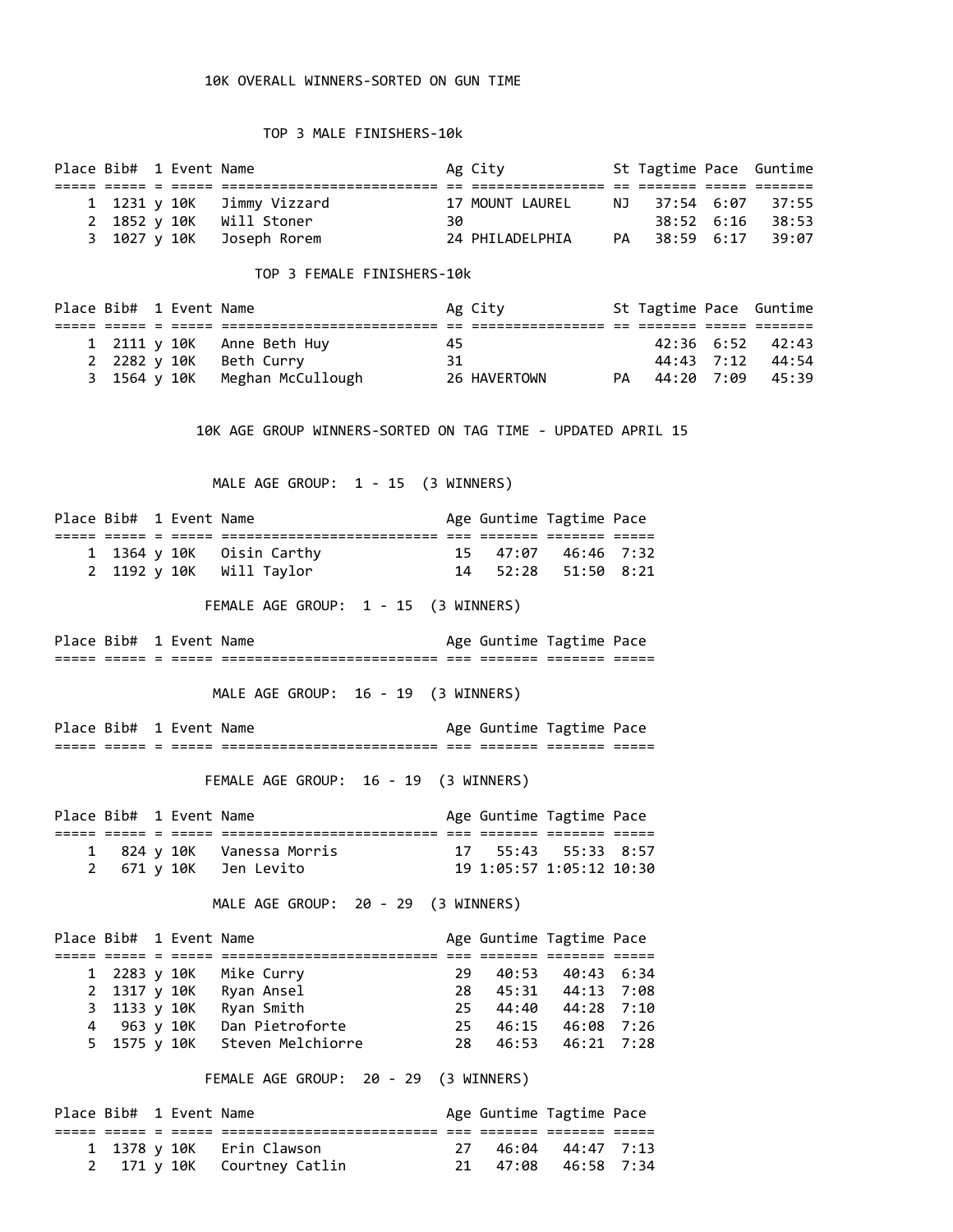# 10K OVERALL WINNERS-SORTED ON GUN TIME

## TOP 3 MALE FINISHERS-10k

| Place | Bib# | 1 | Event | Name | Ag | City | St | Tagtime | Pace | Guntime |
|---|---|---|---|---|---|---|---|---|---|---|
| 1 | 1231 | y | 10K | Jimmy Vizzard | 17 | MOUNT LAUREL | NJ | 37:54 | 6:07 | 37:55 |
| 2 | 1852 | y | 10K | Will Stoner | 30 | | | 38:52 | 6:16 | 38:53 |
| 3 | 1027 | y | 10K | Joseph Rorem | 24 | PHILADELPHIA | PA | 38:59 | 6:17 | 39:07 |

## TOP 3 FEMALE FINISHERS-10k

| Place | Bib# | 1 | Event | Name | Ag | City | St | Tagtime | Pace | Guntime |
|---|---|---|---|---|---|---|---|---|---|---|
| 1 | 2111 | y | 10K | Anne Beth Huy | 45 | | | 42:36 | 6:52 | 42:43 |
| 2 | 2282 | y | 10K | Beth Curry | 31 | | | 44:43 | 7:12 | 44:54 |
| 3 | 1564 | y | 10K | Meghan McCullough | 26 | HAVERTOWN | PA | 44:20 | 7:09 | 45:39 |

# 10K AGE GROUP WINNERS-SORTED ON TAG TIME - UPDATED APRIL 15

## MALE AGE GROUP: 1 - 15 (3 WINNERS)

| Place | Bib# | 1 | Event | Name | Age | Guntime | Tagtime | Pace |
|---|---|---|---|---|---|---|---|---|
| 1 | 1364 | y | 10K | Oisin Carthy | 15 | 47:07 | 46:46 | 7:32 |
| 2 | 1192 | y | 10K | Will Taylor | 14 | 52:28 | 51:50 | 8:21 |

## FEMALE AGE GROUP: 1 - 15 (3 WINNERS)

| Place | Bib# | 1 | Event | Name | Age | Guntime | Tagtime | Pace |
|---|---|---|---|---|---|---|---|---|

## MALE AGE GROUP: 16 - 19 (3 WINNERS)

| Place | Bib# | 1 | Event | Name | Age | Guntime | Tagtime | Pace |
|---|---|---|---|---|---|---|---|---|

## FEMALE AGE GROUP: 16 - 19 (3 WINNERS)

| Place | Bib# | 1 | Event | Name | Age | Guntime | Tagtime | Pace |
|---|---|---|---|---|---|---|---|---|
| 1 | 824 | y | 10K | Vanessa Morris | 17 | 55:43 | 55:33 | 8:57 |
| 2 | 671 | y | 10K | Jen Levito | 19 | 1:05:57 | 1:05:12 | 10:30 |

## MALE AGE GROUP: 20 - 29 (3 WINNERS)

| Place | Bib# | 1 | Event | Name | Age | Guntime | Tagtime | Pace |
|---|---|---|---|---|---|---|---|---|
| 1 | 2283 | y | 10K | Mike Curry | 29 | 40:53 | 40:43 | 6:34 |
| 2 | 1317 | y | 10K | Ryan Ansel | 28 | 45:31 | 44:13 | 7:08 |
| 3 | 1133 | y | 10K | Ryan Smith | 25 | 44:40 | 44:28 | 7:10 |
| 4 | 963 | y | 10K | Dan Pietroforte | 25 | 46:15 | 46:08 | 7:26 |
| 5 | 1575 | y | 10K | Steven Melchiorre | 28 | 46:53 | 46:21 | 7:28 |

## FEMALE AGE GROUP: 20 - 29 (3 WINNERS)

| Place | Bib# | 1 | Event | Name | Age | Guntime | Tagtime | Pace |
|---|---|---|---|---|---|---|---|---|
| 1 | 1378 | y | 10K | Erin Clawson | 27 | 46:04 | 44:47 | 7:13 |
| 2 | 171 | y | 10K | Courtney Catlin | 21 | 47:08 | 46:58 | 7:34 |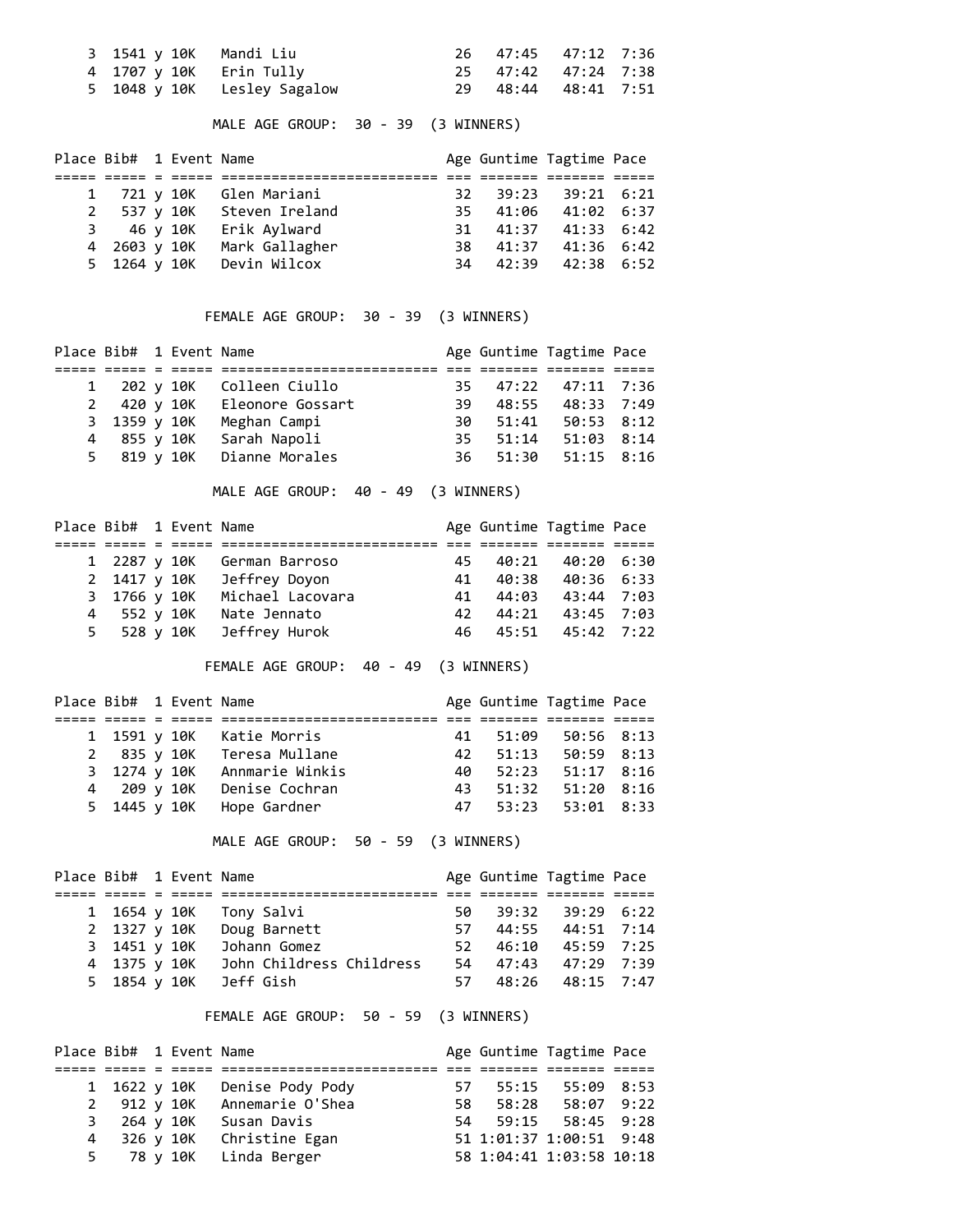| Place | Bib# | 1 | Event | Name | Age | Guntime | Tagtime | Pace |
|---|---|---|---|---|---|---|---|---|
| 3 | 1541 | y | 10K | Mandi Liu | 26 | 47:45 | 47:12 | 7:36 |
| 4 | 1707 | y | 10K | Erin Tully | 25 | 47:42 | 47:24 | 7:38 |
| 5 | 1048 | y | 10K | Lesley Sagalow | 29 | 48:44 | 48:41 | 7:51 |

MALE AGE GROUP: 30 - 39 (3 WINNERS)

| Place | Bib# | 1 | Event | Name | Age | Guntime | Tagtime | Pace |
|---|---|---|---|---|---|---|---|---|
| 1 | 721 | y | 10K | Glen Mariani | 32 | 39:23 | 39:21 | 6:21 |
| 2 | 537 | y | 10K | Steven Ireland | 35 | 41:06 | 41:02 | 6:37 |
| 3 | 46 | y | 10K | Erik Aylward | 31 | 41:37 | 41:33 | 6:42 |
| 4 | 2603 | y | 10K | Mark Gallagher | 38 | 41:37 | 41:36 | 6:42 |
| 5 | 1264 | y | 10K | Devin Wilcox | 34 | 42:39 | 42:38 | 6:52 |

FEMALE AGE GROUP: 30 - 39 (3 WINNERS)

| Place | Bib# | 1 | Event | Name | Age | Guntime | Tagtime | Pace |
|---|---|---|---|---|---|---|---|---|
| 1 | 202 | y | 10K | Colleen Ciullo | 35 | 47:22 | 47:11 | 7:36 |
| 2 | 420 | y | 10K | Eleonore Gossart | 39 | 48:55 | 48:33 | 7:49 |
| 3 | 1359 | y | 10K | Meghan Campi | 30 | 51:41 | 50:53 | 8:12 |
| 4 | 855 | y | 10K | Sarah Napoli | 35 | 51:14 | 51:03 | 8:14 |
| 5 | 819 | y | 10K | Dianne Morales | 36 | 51:30 | 51:15 | 8:16 |

MALE AGE GROUP: 40 - 49 (3 WINNERS)

| Place | Bib# | 1 | Event | Name | Age | Guntime | Tagtime | Pace |
|---|---|---|---|---|---|---|---|---|
| 1 | 2287 | y | 10K | German Barroso | 45 | 40:21 | 40:20 | 6:30 |
| 2 | 1417 | y | 10K | Jeffrey Doyon | 41 | 40:38 | 40:36 | 6:33 |
| 3 | 1766 | y | 10K | Michael Lacovara | 41 | 44:03 | 43:44 | 7:03 |
| 4 | 552 | y | 10K | Nate Jennato | 42 | 44:21 | 43:45 | 7:03 |
| 5 | 528 | y | 10K | Jeffrey Hurok | 46 | 45:51 | 45:42 | 7:22 |

FEMALE AGE GROUP: 40 - 49 (3 WINNERS)

| Place | Bib# | 1 | Event | Name | Age | Guntime | Tagtime | Pace |
|---|---|---|---|---|---|---|---|---|
| 1 | 1591 | y | 10K | Katie Morris | 41 | 51:09 | 50:56 | 8:13 |
| 2 | 835 | y | 10K | Teresa Mullane | 42 | 51:13 | 50:59 | 8:13 |
| 3 | 1274 | y | 10K | Annmarie Winkis | 40 | 52:23 | 51:17 | 8:16 |
| 4 | 209 | y | 10K | Denise Cochran | 43 | 51:32 | 51:20 | 8:16 |
| 5 | 1445 | y | 10K | Hope Gardner | 47 | 53:23 | 53:01 | 8:33 |

MALE AGE GROUP: 50 - 59 (3 WINNERS)

| Place | Bib# | 1 | Event | Name | Age | Guntime | Tagtime | Pace |
|---|---|---|---|---|---|---|---|---|
| 1 | 1654 | y | 10K | Tony Salvi | 50 | 39:32 | 39:29 | 6:22 |
| 2 | 1327 | y | 10K | Doug Barnett | 57 | 44:55 | 44:51 | 7:14 |
| 3 | 1451 | y | 10K | Johann Gomez | 52 | 46:10 | 45:59 | 7:25 |
| 4 | 1375 | y | 10K | John Childress Childress | 54 | 47:43 | 47:29 | 7:39 |
| 5 | 1854 | y | 10K | Jeff Gish | 57 | 48:26 | 48:15 | 7:47 |

FEMALE AGE GROUP: 50 - 59 (3 WINNERS)

| Place | Bib# | 1 | Event | Name | Age | Guntime | Tagtime | Pace |
|---|---|---|---|---|---|---|---|---|
| 1 | 1622 | y | 10K | Denise Pody Pody | 57 | 55:15 | 55:09 | 8:53 |
| 2 | 912 | y | 10K | Annemarie O'Shea | 58 | 58:28 | 58:07 | 9:22 |
| 3 | 264 | y | 10K | Susan Davis | 54 | 59:15 | 58:45 | 9:28 |
| 4 | 326 | y | 10K | Christine Egan | 51 | 1:01:37 | 1:00:51 | 9:48 |
| 5 | 78 | y | 10K | Linda Berger | 58 | 1:04:41 | 1:03:58 | 10:18 |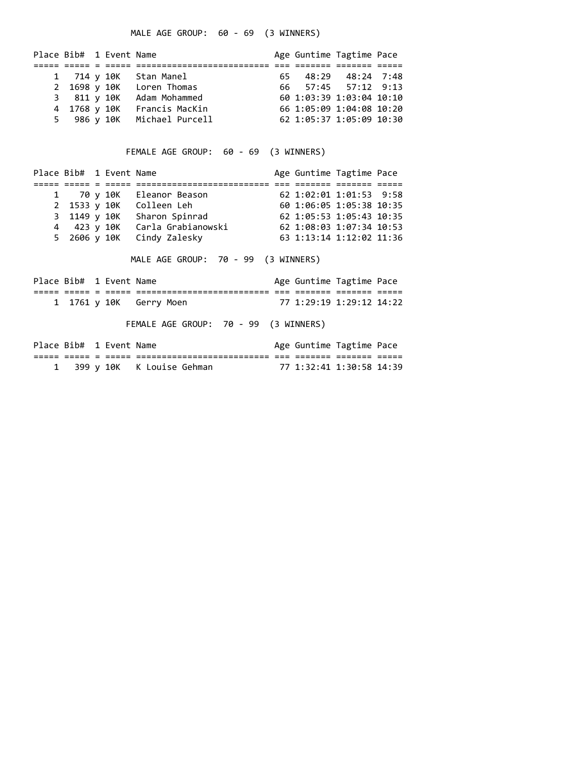MALE AGE GROUP: 60 - 69 (3 WINNERS)

| Place | Bib# | 1 | Event | Name | Age | Guntime | Tagtime | Pace |
|---|---|---|---|---|---|---|---|---|
| 1 | 714 | y | 10K | Stan Manel | 65 | 48:29 | 48:24 | 7:48 |
| 2 | 1698 | y | 10K | Loren Thomas | 66 | 57:45 | 57:12 | 9:13 |
| 3 | 811 | y | 10K | Adam Mohammed | 60 | 1:03:39 | 1:03:04 | 10:10 |
| 4 | 1768 | y | 10K | Francis MacKin | 66 | 1:05:09 | 1:04:08 | 10:20 |
| 5 | 986 | y | 10K | Michael Purcell | 62 | 1:05:37 | 1:05:09 | 10:30 |

FEMALE AGE GROUP: 60 - 69 (3 WINNERS)

| Place | Bib# | 1 | Event | Name | Age | Guntime | Tagtime | Pace |
|---|---|---|---|---|---|---|---|---|
| 1 | 70 | y | 10K | Eleanor Beason | 62 | 1:02:01 | 1:01:53 | 9:58 |
| 2 | 1533 | y | 10K | Colleen Leh | 60 | 1:06:05 | 1:05:38 | 10:35 |
| 3 | 1149 | y | 10K | Sharon Spinrad | 62 | 1:05:53 | 1:05:43 | 10:35 |
| 4 | 423 | y | 10K | Carla Grabianowski | 62 | 1:08:03 | 1:07:34 | 10:53 |
| 5 | 2606 | y | 10K | Cindy Zalesky | 63 | 1:13:14 | 1:12:02 | 11:36 |

MALE AGE GROUP: 70 - 99 (3 WINNERS)

| Place | Bib# | 1 | Event | Name | Age | Guntime | Tagtime | Pace |
|---|---|---|---|---|---|---|---|---|
| 1 | 1761 | y | 10K | Gerry Moen | 77 | 1:29:19 | 1:29:12 | 14:22 |

FEMALE AGE GROUP: 70 - 99 (3 WINNERS)

| Place | Bib# | 1 | Event | Name | Age | Guntime | Tagtime | Pace |
|---|---|---|---|---|---|---|---|---|
| 1 | 399 | y | 10K | K Louise Gehman | 77 | 1:32:41 | 1:30:58 | 14:39 |